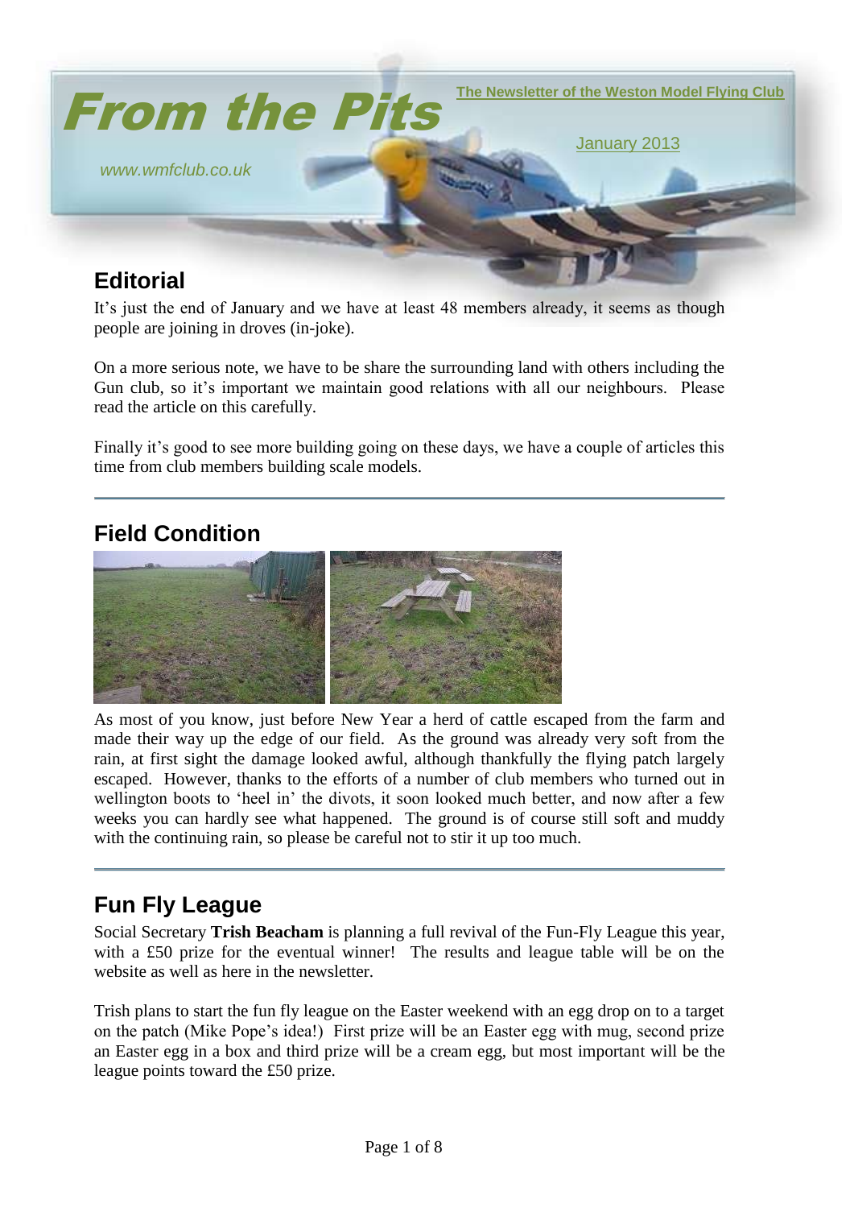# From the Pits

The Newsletter of the Weston Model Flying Club

January 2013

www.wmfclub.co.uk

## Editorial

It's just the end of January and we have at least 48 members already, it seems as though people are joining in droves (in-joke).

On a more serious note, we have to be share the surrounding land with others including the Gun club, so it's important we maintain good relations with all our neighbours. Please read the article on this carefully.

Finally it's good to see more building going on these days, we have a couple of articles this time from club members building scale models.

## Field Condition

As most of you know, just before New Year a herd of cattle escaped from the farm and made their way up the edge of our field. As the ground was already very soft from the rain, at first sight the damage looked awful, although thankfully the flying patch largely escaped. However, thanks to the efforts of a number of club members who turned out in wellington boots to 'heel in' the divots, it soon looked much better, and now after a few weeks you can hardly see what happened. The ground is of course still soft and muddy with the continuing rain, so please be careful not to stir it up too much.

## Fun Fly League

Social Secretary **Trish Beacham** is planning a full revival of the Fun-Fly League this year, with a £50 prize for the eventual winner! The results and league table will be on the website as well as here in the newsletter.

Trish plans to start the fun fly league on the Easter weekend with an egg drop on to a target on the patch (Mike Pope's idea!) First prize will be an Easter egg with mug, second prize an Easter egg in a box and third prize will be a cream egg, but most important will be the league points toward the £50 prize.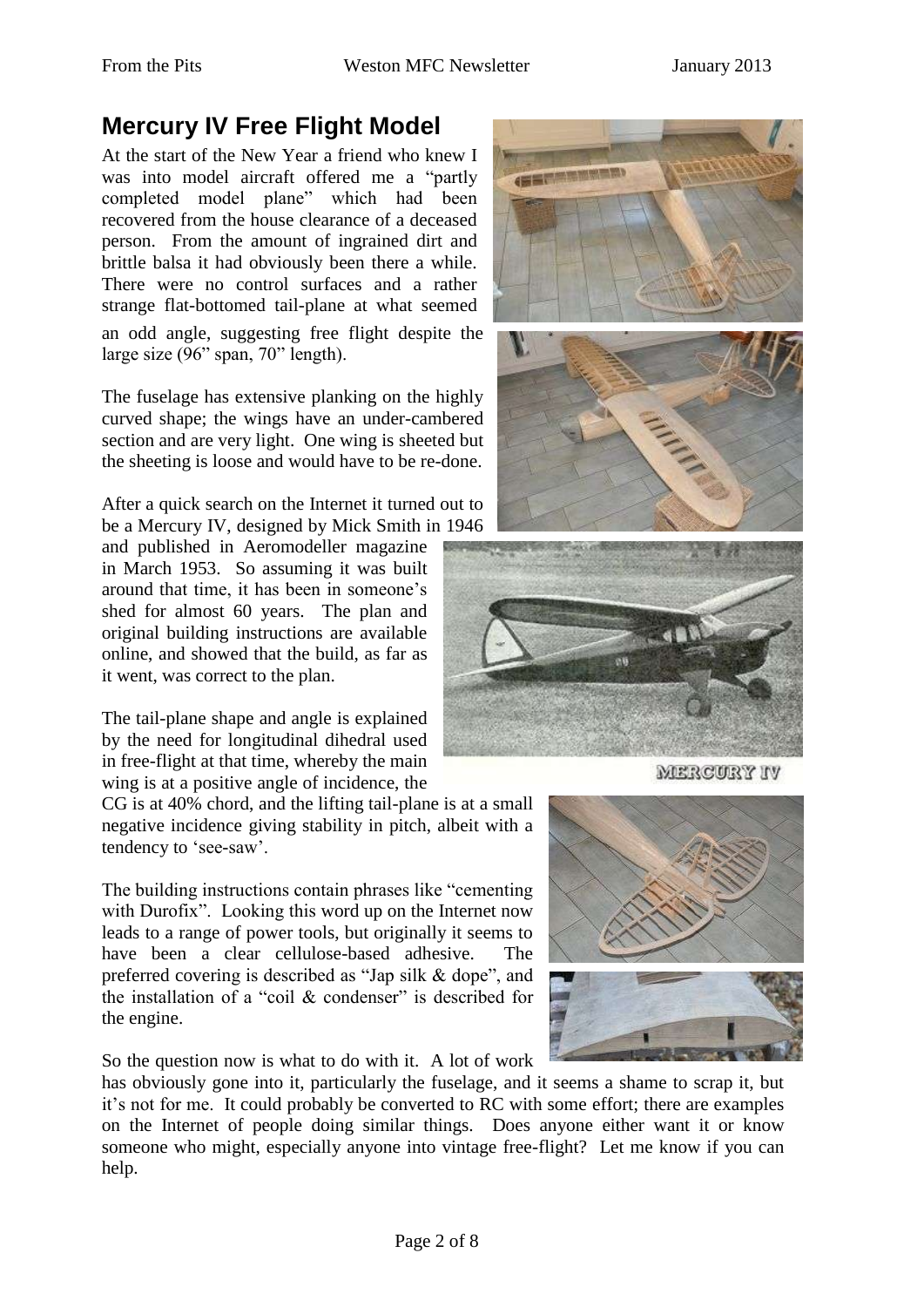## Mercury IV Free Flight Model

At the start of the New Year a friend who knew I was into model aircraft offered me a "partly completed model plane" which had been recovered from the house clearance of a deceased person. From the amount of ingrained dirt and brittle balsa it had obviously been there a while. There were no control surfaces and a rather strange flat-bottomed tail-plane at what seemed an odd angle, suggesting free flight despite the large size (96" span, 70" length).

The fuselage has extensive planking on the highly curved shape; the wings have an under-cambered section and are very light. One wing is sheeted but the sheeting is loose and would have to be re-done.

After a quick search on the Internet it turned out to be a Mercury IV, designed by Mick Smith in 1946 and published in Aeromodeller magazine in March 1953. So assuming it was built around that time, it has been in someone's shed for almost 60 years. The plan and original building instructions are available online, and showed that the build, as far as it went, was correct to the plan.

MERCURY IV

The tail-plane shape and angle is explained by the need for longitudinal dihedral used in free-flight at that time, whereby the main wing is at a positive angle of incidence, the CG is at 40% chord, and the lifting tail-plane is at a small negative incidence giving stability in pitch, albeit with a tendency to 'see-saw'.

The building instructions contain phrases like "cementing with Durofix". Looking this word up on the Internet now leads to a range of power tools, but originally it seems to have been a clear cellulose-based adhesive. The preferred covering is described as "Jap silk & dope", and the installation of a "coil & condenser" is described for the engine.

So the question now is what to do with it. A lot of work has obviously gone into it, particularly the fuselage, and it seems a shame to scrap it, but it's not for me. It could probably be converted to RC with some effort; there are examples on the Internet of people doing similar things. Does anyone either want it or know someone who might, especially anyone into vintage free-flight? Let me know if you can help.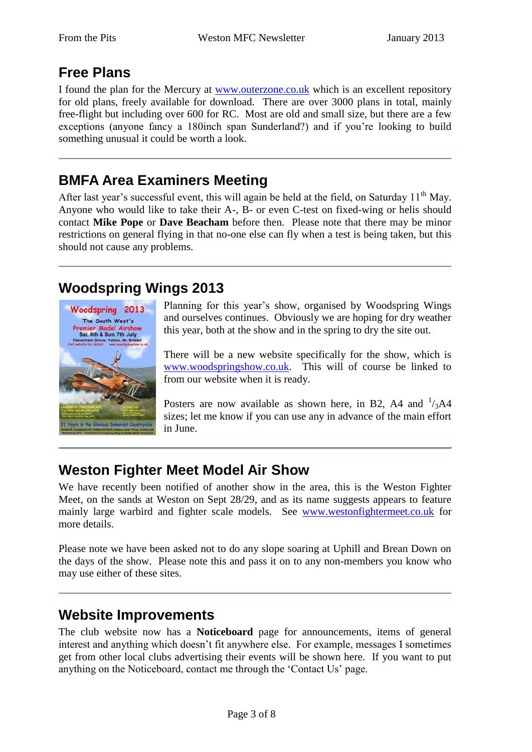## Free Plans

I found the plan for the Mercury at www.outerzone.co.uk which is an excellent repository for old plans, freely available for download. There are over 3000 plans in total, mainly free-flight but including over 600 for RC. Most are old and small size, but there are a few exceptions (anyone fancy a 180inch span Sunderland?) and if you're looking to build something unusual it could be worth a look.

---

## BMFA Area Examiners Meeting

After last year's successful event, this will again be held at the field, on Saturday 11th May. Anyone who would like to take their A-, B- or even C-test on fixed-wing or helis should contact **Mike Pope** or **Dave Beacham** before then. Please note that there may be minor restrictions on general flying in that no-one else can fly when a test is being taken, but this should not cause any problems.

---

## Woodspring Wings 2013

Planning for this year's show, organised by Woodspring Wings and ourselves continues. Obviously we are hoping for dry weather this year, both at the show and in the spring to dry the site out.

There will be a new website specifically for the show, which is www.woodspringshow.co.uk. This will of course be linked to from our website when it is ready.

Posters are now available as shown here, in B2, A4 and $^1/_3$A4 sizes; let me know if you can use any in advance of the main effort in June.

---

## Weston Fighter Meet Model Air Show

We have recently been notified of another show in the area, this is the Weston Fighter Meet, on the sands at Weston on Sept 28/29, and as its name suggests appears to feature mainly large warbird and fighter scale models. See www.westonfightermeet.co.uk for more details.

Please note we have been asked not to do any slope soaring at Uphill and Brean Down on the days of the show. Please note this and pass it on to any non-members you know who may use either of these sites.

---

## Website Improvements

The club website now has a **Noticeboard** page for announcements, items of general interest and anything which doesn't fit anywhere else. For example, messages I sometimes get from other local clubs advertising their events will be shown here. If you want to put anything on the Noticeboard, contact me through the 'Contact Us' page.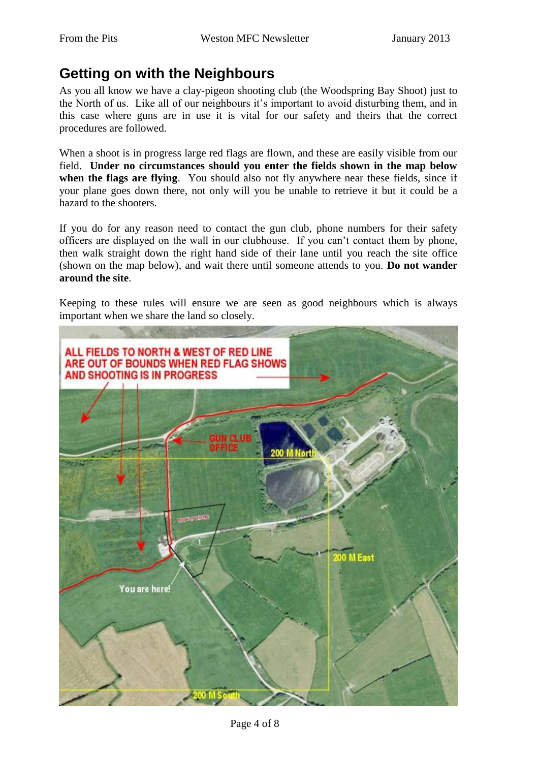## Getting on with the Neighbours

As you all know we have a clay-pigeon shooting club (the Woodspring Bay Shoot) just to the North of us. Like all of our neighbours it's important to avoid disturbing them, and in this case where guns are in use it is vital for our safety and theirs that the correct procedures are followed.

When a shoot is in progress large red flags are flown, and these are easily visible from our field. **Under no circumstances should you enter the fields shown in the map below when the flags are flying**. You should also not fly anywhere near these fields, since if your plane goes down there, not only will you be unable to retrieve it but it could be a hazard to the shooters.

If you do for any reason need to contact the gun club, phone numbers for their safety officers are displayed on the wall in our clubhouse. If you can't contact them by phone, then walk straight down the right hand side of their lane until you reach the site office (shown on the map below), and wait there until someone attends to you. **Do not wander around the site**.

Keeping to these rules will ensure we are seen as good neighbours which is always important when we share the land so closely.

ALL FIELDS TO NORTH & WEST OF RED LINE ARE OUT OF BOUNDS WHEN RED FLAG SHOWS AND SHOOTING IS IN PROGRESS

GUN CLUB OFFICE

200 M North

200 M East

200 M South

You are here!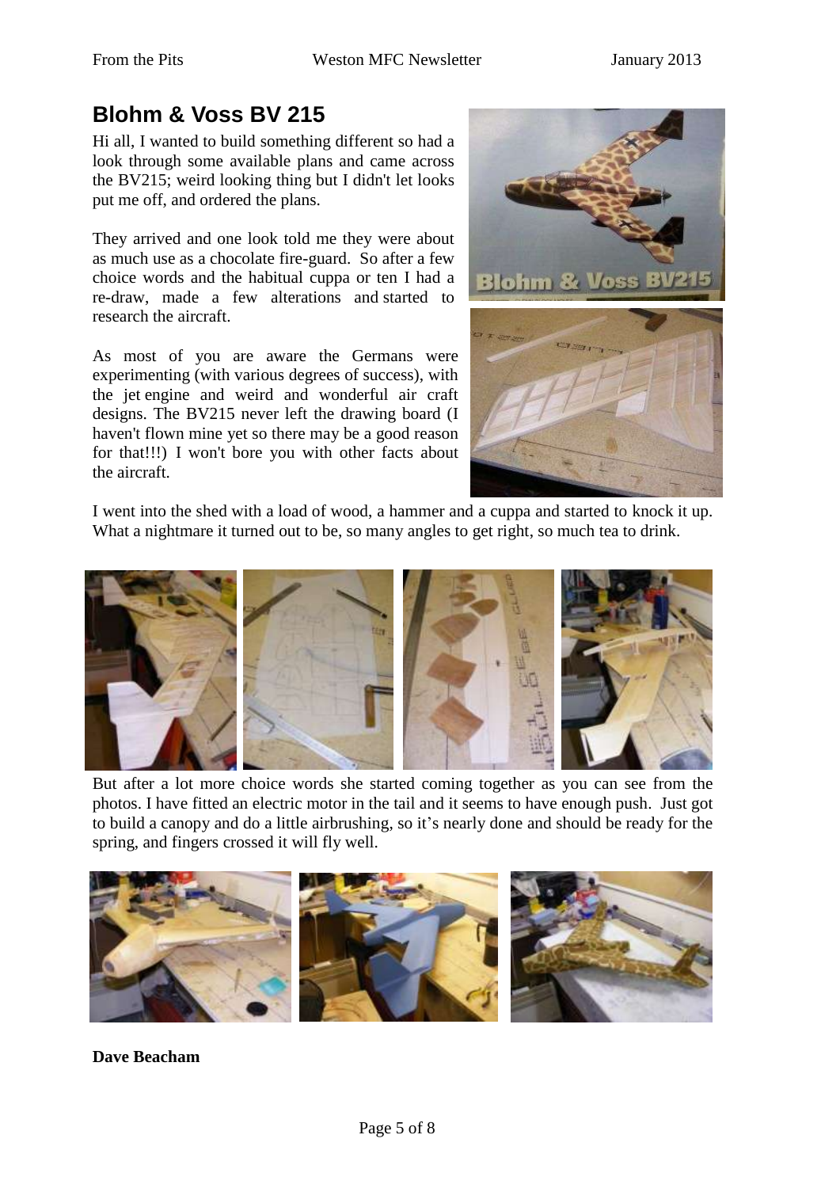# Blohm & Voss BV 215

Hi all, I wanted to build something different so had a look through some available plans and came across the BV215; weird looking thing but I didn't let looks put me off, and ordered the plans.

They arrived and one look told me they were about as much use as a chocolate fire-guard. So after a few choice words and the habitual cuppa or ten I had a re-draw, made a few alterations and started to research the aircraft.

As most of you are aware the Germans were experimenting (with various degrees of success), with the jet engine and weird and wonderful air craft designs. The BV215 never left the drawing board (I haven't flown mine yet so there may be a good reason for that!!!) I won't bore you with other facts about the aircraft.

I went into the shed with a load of wood, a hammer and a cuppa and started to knock it up. What a nightmare it turned out to be, so many angles to get right, so much tea to drink.

But after a lot more choice words she started coming together as you can see from the photos. I have fitted an electric motor in the tail and it seems to have enough push. Just got to build a canopy and do a little airbrushing, so it's nearly done and should be ready for the spring, and fingers crossed it will fly well.

**Dave Beacham**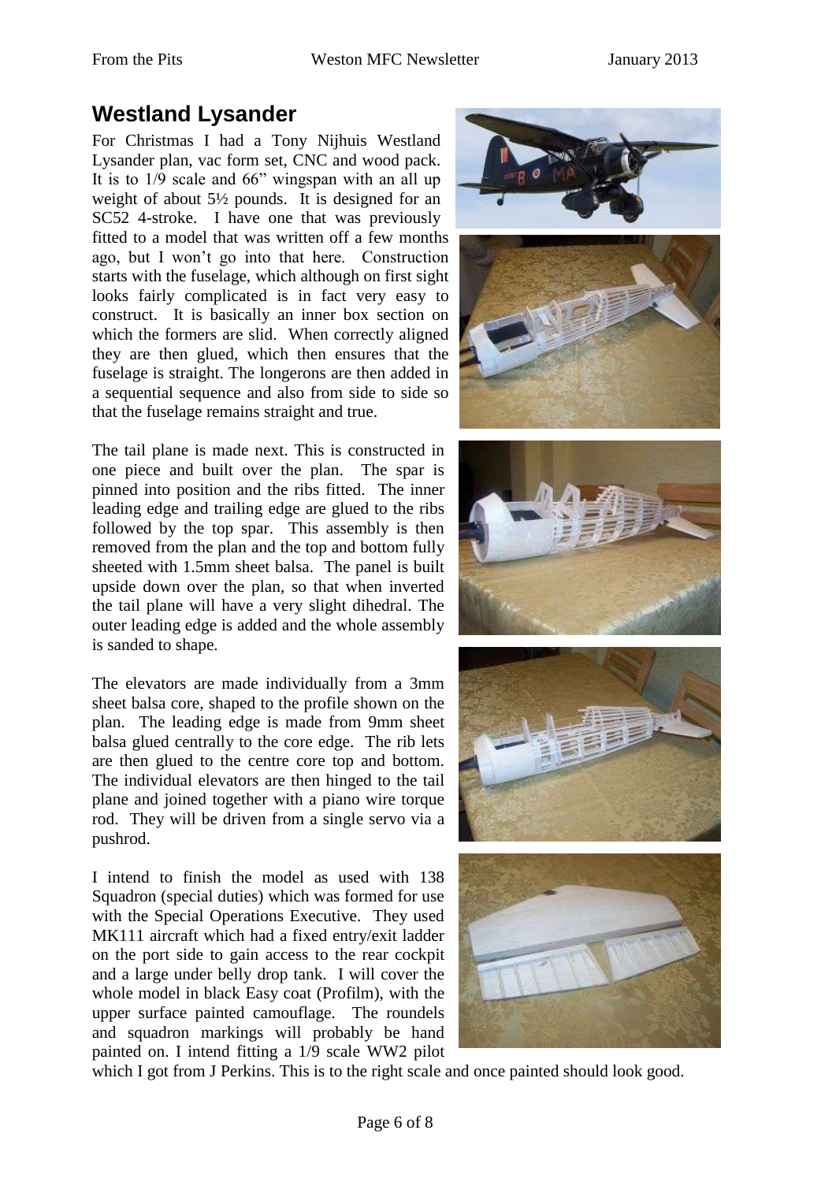## Westland Lysander

For Christmas I had a Tony Nijhuis Westland Lysander plan, vac form set, CNC and wood pack. It is to 1/9 scale and 66" wingspan with an all up weight of about 5½ pounds. It is designed for an SC52 4-stroke. I have one that was previously fitted to a model that was written off a few months ago, but I won't go into that here. Construction starts with the fuselage, which although on first sight looks fairly complicated is in fact very easy to construct. It is basically an inner box section on which the formers are slid. When correctly aligned they are then glued, which then ensures that the fuselage is straight. The longerons are then added in a sequential sequence and also from side to side so that the fuselage remains straight and true.

The tail plane is made next. This is constructed in one piece and built over the plan. The spar is pinned into position and the ribs fitted. The inner leading edge and trailing edge are glued to the ribs followed by the top spar. This assembly is then removed from the plan and the top and bottom fully sheeted with 1.5mm sheet balsa. The panel is built upside down over the plan, so that when inverted the tail plane will have a very slight dihedral. The outer leading edge is added and the whole assembly is sanded to shape.

The elevators are made individually from a 3mm sheet balsa core, shaped to the profile shown on the plan. The leading edge is made from 9mm sheet balsa glued centrally to the core edge. The rib lets are then glued to the centre core top and bottom. The individual elevators are then hinged to the tail plane and joined together with a piano wire torque rod. They will be driven from a single servo via a pushrod.

I intend to finish the model as used with 138 Squadron (special duties) which was formed for use with the Special Operations Executive. They used MK111 aircraft which had a fixed entry/exit ladder on the port side to gain access to the rear cockpit and a large under belly drop tank. I will cover the whole model in black Easy coat (Profilm), with the upper surface painted camouflage. The roundels and squadron markings will probably be hand painted on. I intend fitting a 1/9 scale WW2 pilot which I got from J Perkins. This is to the right scale and once painted should look good.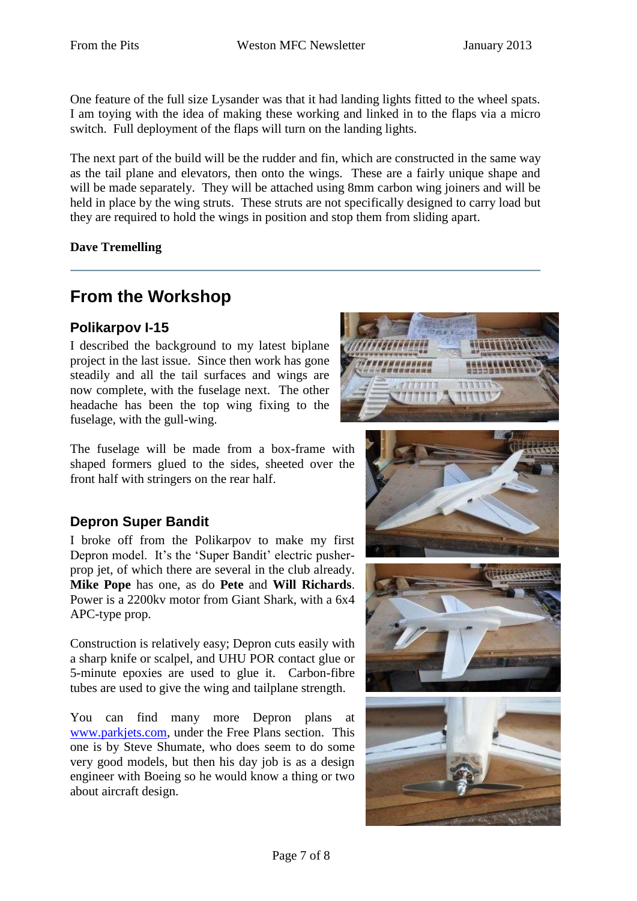One feature of the full size Lysander was that it had landing lights fitted to the wheel spats. I am toying with the idea of making these working and linked in to the flaps via a micro switch. Full deployment of the flaps will turn on the landing lights.

The next part of the build will be the rudder and fin, which are constructed in the same way as the tail plane and elevators, then onto the wings. These are a fairly unique shape and will be made separately. They will be attached using 8mm carbon wing joiners and will be held in place by the wing struts. These struts are not specifically designed to carry load but they are required to hold the wings in position and stop them from sliding apart.

**Dave Tremelling**

---

## From the Workshop

### Polikarpov I-15

I described the background to my latest biplane project in the last issue. Since then work has gone steadily and all the tail surfaces and wings are now complete, with the fuselage next. The other headache has been the top wing fixing to the fuselage, with the gull-wing.

The fuselage will be made from a box-frame with shaped formers glued to the sides, sheeted over the front half with stringers on the rear half.

### Depron Super Bandit

I broke off from the Polikarpov to make my first Depron model. It's the 'Super Bandit' electric pusher-prop jet, of which there are several in the club already. **Mike Pope** has one, as do **Pete** and **Will Richards**. Power is a 2200kv motor from Giant Shark, with a 6x4 APC-type prop.

Construction is relatively easy; Depron cuts easily with a sharp knife or scalpel, and UHU POR contact glue or 5-minute epoxies are used to glue it. Carbon-fibre tubes are used to give the wing and tailplane strength.

You can find many more Depron plans at www.parkjets.com, under the Free Plans section. This one is by Steve Shumate, who does seem to do some very good models, but then his day job is as a design engineer with Boeing so he would know a thing or two about aircraft design.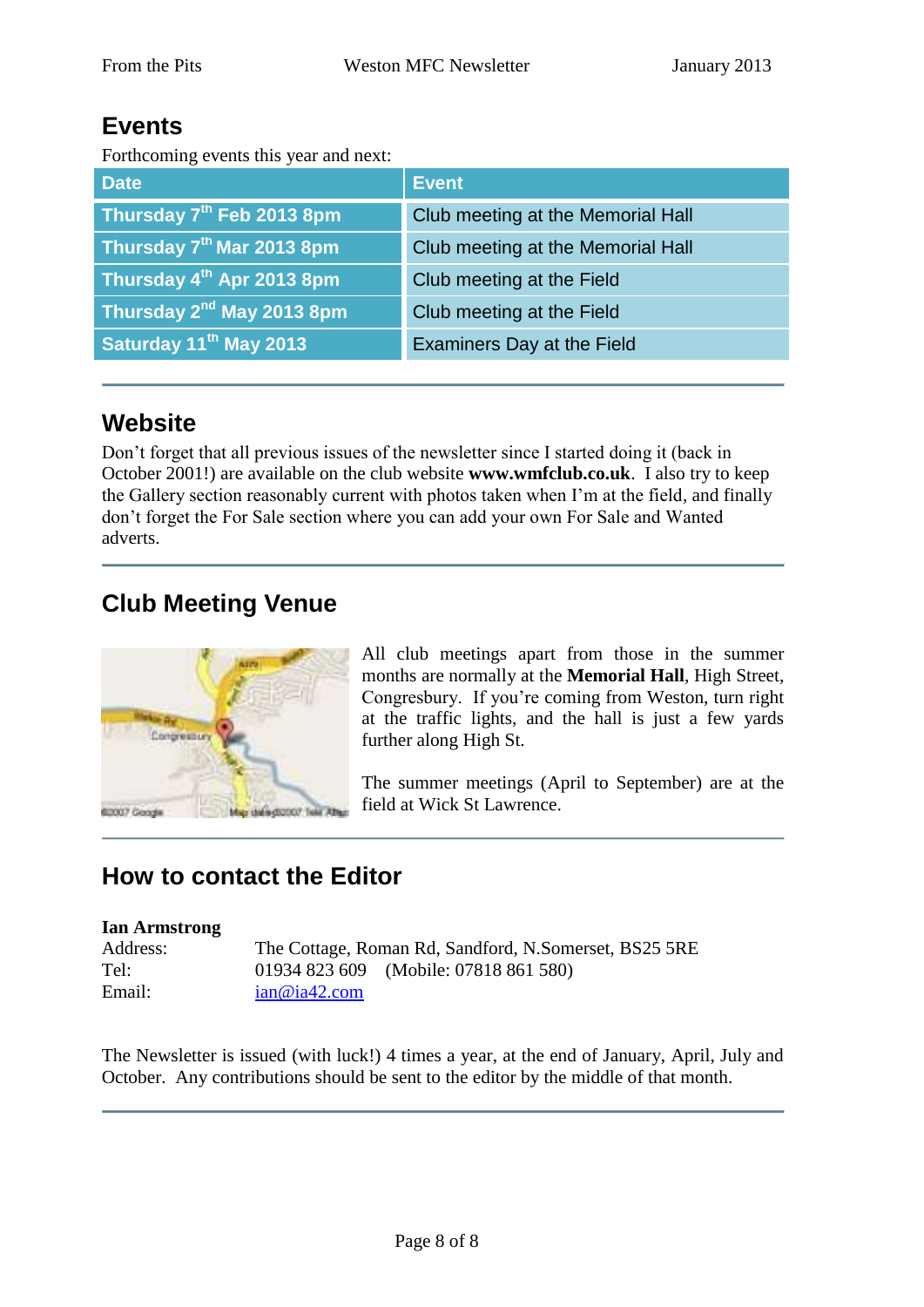## Events

Forthcoming events this year and next:

| Date | Event |
| --- | --- |
| Thursday 7th Feb 2013 8pm | Club meeting at the Memorial Hall |
| Thursday 7th Mar 2013 8pm | Club meeting at the Memorial Hall |
| Thursday 4th Apr 2013 8pm | Club meeting at the Field |
| Thursday 2nd May 2013 8pm | Club meeting at the Field |
| Saturday 11th May 2013 | Examiners Day at the Field |

## Website

Don't forget that all previous issues of the newsletter since I started doing it (back in October 2001!) are available on the club website **www.wmfclub.co.uk**. I also try to keep the Gallery section reasonably current with photos taken when I'm at the field, and finally don't forget the For Sale section where you can add your own For Sale and Wanted adverts.

## Club Meeting Venue

All club meetings apart from those in the summer months are normally at the **Memorial Hall**, High Street, Congresbury. If you're coming from Weston, turn right at the traffic lights, and the hall is just a few yards further along High St.

The summer meetings (April to September) are at the field at Wick St Lawrence.

## How to contact the Editor

**Ian Armstrong**

| | |
| --- | --- |
| Address: | The Cottage, Roman Rd, Sandford, N.Somerset, BS25 5RE |
| Tel: | 01934 823 609 (Mobile: 07818 861 580) |
| Email: | ian@ia42.com |

The Newsletter is issued (with luck!) 4 times a year, at the end of January, April, July and October. Any contributions should be sent to the editor by the middle of that month.